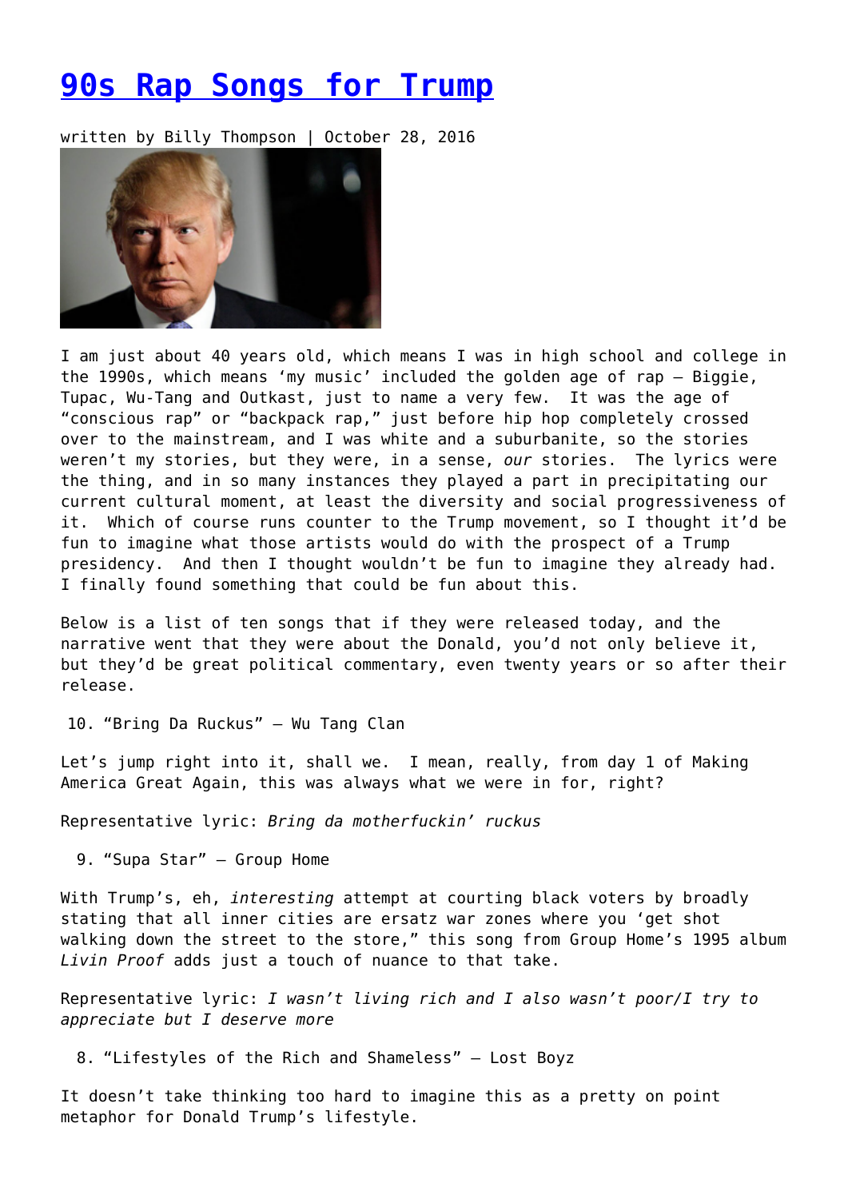# 90s Rap Songs for Trump

written by Billy Thompson | October 28, 2016

I am just about 40 years old, which means I was in high school and college in the 1990s, which means 'my music' included the golden age of rap – Biggie, Tupac, Wu-Tang and Outkast, just to name a very few. It was the age of "conscious rap" or "backpack rap," just before hip hop completely crossed over to the mainstream, and I was white and a suburbanite, so the stories weren't my stories, but they were, in a sense, *our* stories. The lyrics were the thing, and in so many instances they played a part in precipitating our current cultural moment, at least the diversity and social progressiveness of it. Which of course runs counter to the Trump movement, so I thought it'd be fun to imagine what those artists would do with the prospect of a Trump presidency. And then I thought wouldn't be fun to imagine they already had. I finally found something that could be fun about this.

Below is a list of ten songs that if they were released today, and the narrative went that they were about the Donald, you'd not only believe it, but they'd be great political commentary, even twenty years or so after their release.

10. "Bring Da Ruckus" – Wu Tang Clan

Let's jump right into it, shall we. I mean, really, from day 1 of Making America Great Again, this was always what we were in for, right?

Representative lyric: *Bring da motherfuckin' ruckus*

9. "Supa Star" – Group Home

With Trump's, eh, *interesting* attempt at courting black voters by broadly stating that all inner cities are ersatz war zones where you 'get shot walking down the street to the store," this song from Group Home's 1995 album *Livin Proof* adds just a touch of nuance to that take.

Representative lyric: *I wasn't living rich and I also wasn't poor/I try to appreciate but I deserve more*

8. "Lifestyles of the Rich and Shameless" – Lost Boyz

It doesn't take thinking too hard to imagine this as a pretty on point metaphor for Donald Trump's lifestyle.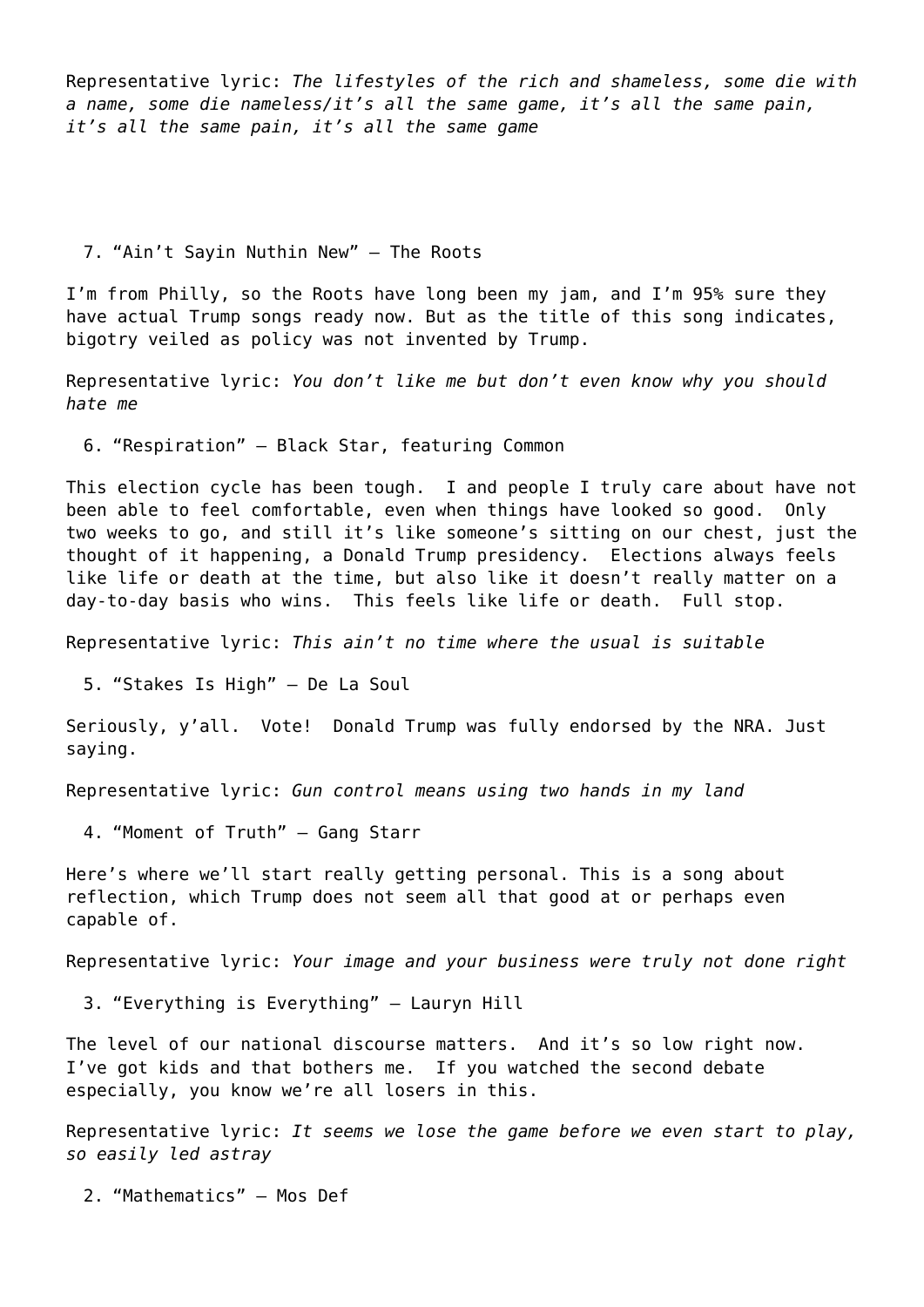Representative lyric: *The lifestyles of the rich and shameless, some die with a name, some die nameless/it's all the same game, it's all the same pain, it's all the same pain, it's all the same game*

7. "Ain't Sayin Nuthin New" – The Roots

I'm from Philly, so the Roots have long been my jam, and I'm 95% sure they have actual Trump songs ready now. But as the title of this song indicates, bigotry veiled as policy was not invented by Trump.

Representative lyric: *You don't like me but don't even know why you should hate me*

6. "Respiration" – Black Star, featuring Common

This election cycle has been tough. I and people I truly care about have not been able to feel comfortable, even when things have looked so good. Only two weeks to go, and still it's like someone's sitting on our chest, just the thought of it happening, a Donald Trump presidency. Elections always feels like life or death at the time, but also like it doesn't really matter on a day-to-day basis who wins. This feels like life or death. Full stop.

Representative lyric: *This ain't no time where the usual is suitable*

5. "Stakes Is High" – De La Soul

Seriously, y'all. Vote! Donald Trump was fully endorsed by the NRA. Just saying.

Representative lyric: *Gun control means using two hands in my land*

4. "Moment of Truth" – Gang Starr

Here's where we'll start really getting personal. This is a song about reflection, which Trump does not seem all that good at or perhaps even capable of.

Representative lyric: *Your image and your business were truly not done right*

3. "Everything is Everything" – Lauryn Hill

The level of our national discourse matters. And it's so low right now. I've got kids and that bothers me. If you watched the second debate especially, you know we're all losers in this.

Representative lyric: *It seems we lose the game before we even start to play, so easily led astray*

2. "Mathematics" – Mos Def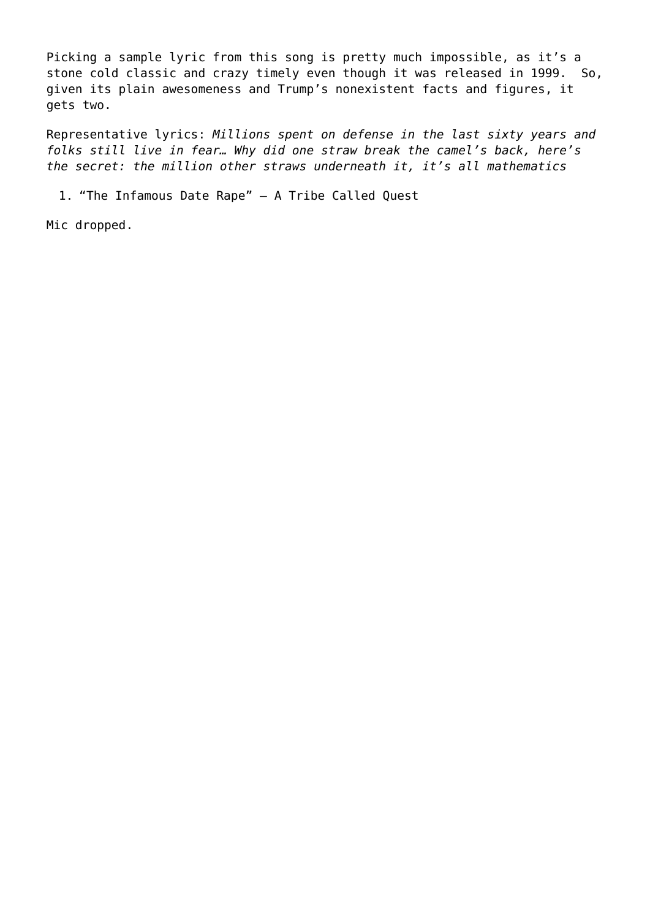Picking a sample lyric from this song is pretty much impossible, as it's a stone cold classic and crazy timely even though it was released in 1999.  So, given its plain awesomeness and Trump's nonexistent facts and figures, it gets two.

Representative lyrics: *Millions spent on defense in the last sixty years and folks still live in fear… Why did one straw break the camel's back, here's the secret: the million other straws underneath it, it's all mathematics*

1. "The Infamous Date Rape" – A Tribe Called Quest

Mic dropped.